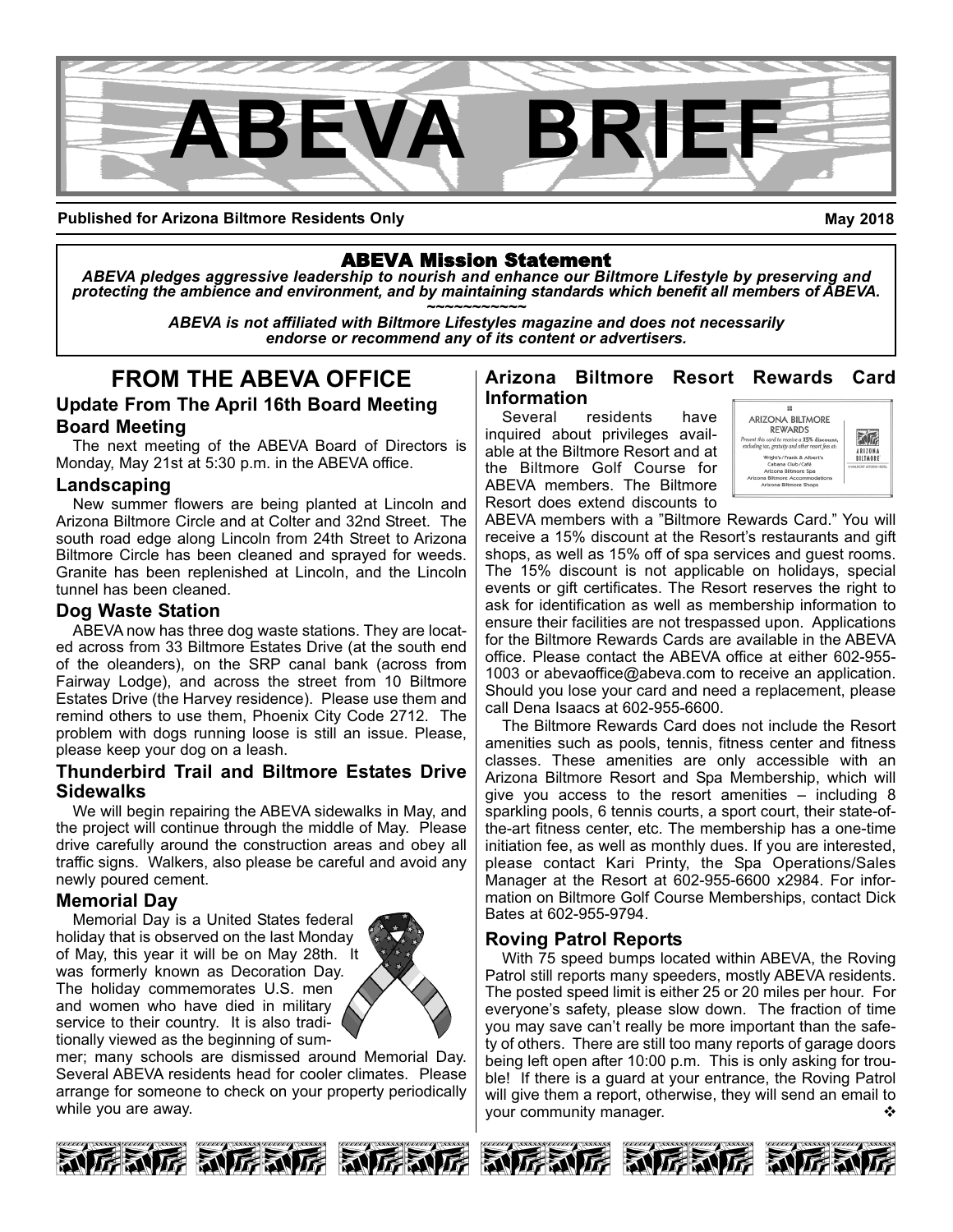# ABEVA BRIEF

**Published for Arizona Biltmore Residents Only** **May 2018**

**ABEVA Mission Statement**

***ABEVA pledges aggressive leadership to nourish and enhance our Biltmore Lifestyle by preserving and protecting the ambience and environment, and by maintaining standards which benefit all members of ABEVA.***

~~~~~~~~~~~

***ABEVA is not affiliated with Biltmore Lifestyles magazine and does not necessarily endorse or recommend any of its content or advertisers.***

## FROM THE ABEVA OFFICE

### Update From The April 16th Board Meeting

### Board Meeting

The next meeting of the ABEVA Board of Directors is Monday, May 21st at 5:30 p.m. in the ABEVA office.

### Landscaping

New summer flowers are being planted at Lincoln and Arizona Biltmore Circle and at Colter and 32nd Street. The south road edge along Lincoln from 24th Street to Arizona Biltmore Circle has been cleaned and sprayed for weeds. Granite has been replenished at Lincoln, and the Lincoln tunnel has been cleaned.

### Dog Waste Station

ABEVA now has three dog waste stations. They are located across from 33 Biltmore Estates Drive (at the south end of the oleanders), on the SRP canal bank (across from Fairway Lodge), and across the street from 10 Biltmore Estates Drive (the Harvey residence). Please use them and remind others to use them, Phoenix City Code 2712. The problem with dogs running loose is still an issue. Please, please keep your dog on a leash.

### Thunderbird Trail and Biltmore Estates Drive Sidewalks

We will begin repairing the ABEVA sidewalks in May, and the project will continue through the middle of May. Please drive carefully around the construction areas and obey all traffic signs. Walkers, also please be careful and avoid any newly poured cement.

### Memorial Day

Memorial Day is a United States federal holiday that is observed on the last Monday of May, this year it will be on May 28th. It was formerly known as Decoration Day. The holiday commemorates U.S. men and women who have died in military service to their country. It is also traditionally viewed as the beginning of summer; many schools are dismissed around Memorial Day. Several ABEVA residents head for cooler climates. Please arrange for someone to check on your property periodically while you are away.

### Arizona Biltmore Resort Rewards Card Information

Several residents have inquired about privileges available at the Biltmore Resort and at the Biltmore Golf Course for ABEVA members. The Biltmore Resort does extend discounts to ABEVA members with a "Biltmore Rewards Card." You will receive a 15% discount at the Resort's restaurants and gift shops, as well as 15% off of spa services and guest rooms. The 15% discount is not applicable on holidays, special events or gift certificates. The Resort reserves the right to ask for identification as well as membership information to ensure their facilities are not trespassed upon. Applications for the Biltmore Rewards Cards are available in the ABEVA office. Please contact the ABEVA office at either 602-955-1003 or abevaoffice@abeva.com to receive an application. Should you lose your card and need a replacement, please call Dena Isaacs at 602-955-6600.

The Biltmore Rewards Card does not include the Resort amenities such as pools, tennis, fitness center and fitness classes. These amenities are only accessible with an Arizona Biltmore Resort and Spa Membership, which will give you access to the resort amenities – including 8 sparkling pools, 6 tennis courts, a sport court, their state-of-the-art fitness center, etc. The membership has a one-time initiation fee, as well as monthly dues. If you are interested, please contact Kari Printy, the Spa Operations/Sales Manager at the Resort at 602-955-6600 x2984. For information on Biltmore Golf Course Memberships, contact Dick Bates at 602-955-9794.

### Roving Patrol Reports

With 75 speed bumps located within ABEVA, the Roving Patrol still reports many speeders, mostly ABEVA residents. The posted speed limit is either 25 or 20 miles per hour. For everyone's safety, please slow down. The fraction of time you may save can't really be more important than the safety of others. There are still too many reports of garage doors being left open after 10:00 p.m. This is only asking for trouble! If there is a guard at your entrance, the Roving Patrol will give them a report, otherwise, they will send an email to your community manager. ❖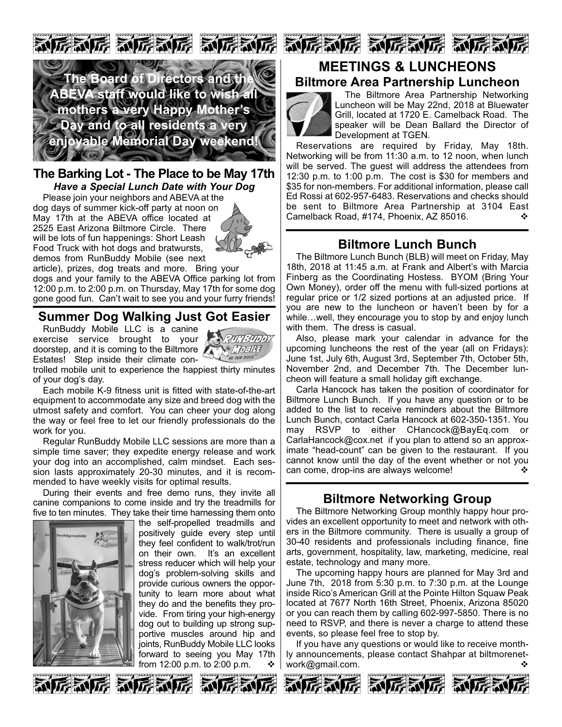The Board of Directors and the ABEVA staff would like to wish all mothers a very Happy Mother's Day and to all residents a very enjoyable Memorial Day weekend!

## The Barking Lot - The Place to be May 17th

***Have a Special Lunch Date with Your Dog***

Please join your neighbors and ABEVA at the dog days of summer kick-off party at noon on May 17th at the ABEVA office located at 2525 East Arizona Biltmore Circle. There will be lots of fun happenings: Short Leash Food Truck with hot dogs and bratwursts, demos from RunBuddy Mobile (see next article), prizes, dog treats and more. Bring your dogs and your family to the ABEVA Office parking lot from 12:00 p.m. to 2:00 p.m. on Thursday, May 17th for some dog gone good fun. Can't wait to see you and your furry friends!

## Summer Dog Walking Just Got Easier

RunBuddy Mobile LLC is a canine exercise service brought to your doorstep, and it is coming to the Biltmore Estates! Step inside their climate controlled mobile unit to experience the happiest thirty minutes of your dog's day.

Each mobile K-9 fitness unit is fitted with state-of-the-art equipment to accommodate any size and breed dog with the utmost safety and comfort. You can cheer your dog along the way or feel free to let our friendly professionals do the work for you.

Regular RunBuddy Mobile LLC sessions are more than a simple time saver; they expedite energy release and work your dog into an accomplished, calm mindset. Each session lasts approximately 20-30 minutes, and it is recommended to have weekly visits for optimal results.

During their events and free demo runs, they invite all canine companions to come inside and try the treadmills for five to ten minutes. They take their time harnessing them onto the self-propelled treadmills and positively guide every step until they feel confident to walk/trot/run on their own. It's an excellent stress reducer which will help your dog's problem-solving skills and provide curious owners the opportunity to learn more about what they do and the benefits they provide. From tiring your high-energy dog out to building up strong supportive muscles around hip and joints, RunBuddy Mobile LLC looks forward to seeing you May 17th from 12:00 p.m. to 2:00 p.m. ❖

# MEETINGS & LUNCHEONS

## Biltmore Area Partnership Luncheon

The Biltmore Area Partnership Networking Luncheon will be May 22nd, 2018 at Bluewater Grill, located at 1720 E. Camelback Road. The speaker will be Dean Ballard the Director of Development at TGEN.

Reservations are required by Friday, May 18th. Networking will be from 11:30 a.m. to 12 noon, when lunch will be served. The guest will address the attendees from 12:30 p.m. to 1:00 p.m. The cost is $30 for members and $35 for non-members. For additional information, please call Ed Rossi at 602-957-6483. Reservations and checks should be sent to Biltmore Area Partnership at 3104 East Camelback Road, #174, Phoenix, AZ 85016. ❖

## Biltmore Lunch Bunch

The Biltmore Lunch Bunch (BLB) will meet on Friday, May 18th, 2018 at 11:45 a.m. at Frank and Albert's with Marcia Finberg as the Coordinating Hostess. BYOM (Bring Your Own Money), order off the menu with full-sized portions at regular price or 1/2 sized portions at an adjusted price. If you are new to the luncheon or haven't been by for a while…well, they encourage you to stop by and enjoy lunch with them. The dress is casual.

Also, please mark your calendar in advance for the upcoming luncheons the rest of the year (all on Fridays): June 1st, July 6th, August 3rd, September 7th, October 5th, November 2nd, and December 7th. The December luncheon will feature a small holiday gift exchange.

Carla Hancock has taken the position of coordinator for Biltmore Lunch Bunch. If you have any question or to be added to the list to receive reminders about the Biltmore Lunch Bunch, contact Carla Hancock at 602-350-1351. You may RSVP to either CHancock@BayEq.com or CarlaHancock@cox.net if you plan to attend so an approximate "head-count" can be given to the restaurant. If you cannot know until the day of the event whether or not you can come, drop-ins are always welcome! ❖

## Biltmore Networking Group

The Biltmore Networking Group monthly happy hour provides an excellent opportunity to meet and network with others in the Biltmore community. There is usually a group of 30-40 residents and professionals including finance, fine arts, government, hospitality, law, marketing, medicine, real estate, technology and many more.

The upcoming happy hours are planned for May 3rd and June 7th, 2018 from 5:30 p.m. to 7:30 p.m. at the Lounge inside Rico's American Grill at the Pointe Hilton Squaw Peak located at 7677 North 16th Street, Phoenix, Arizona 85020 or you can reach them by calling 602-997-5850. There is no need to RSVP, and there is never a charge to attend these events, so please feel free to stop by.

If you have any questions or would like to receive monthly announcements, please contact Shahpar at biltmorenetwork@gmail.com. ❖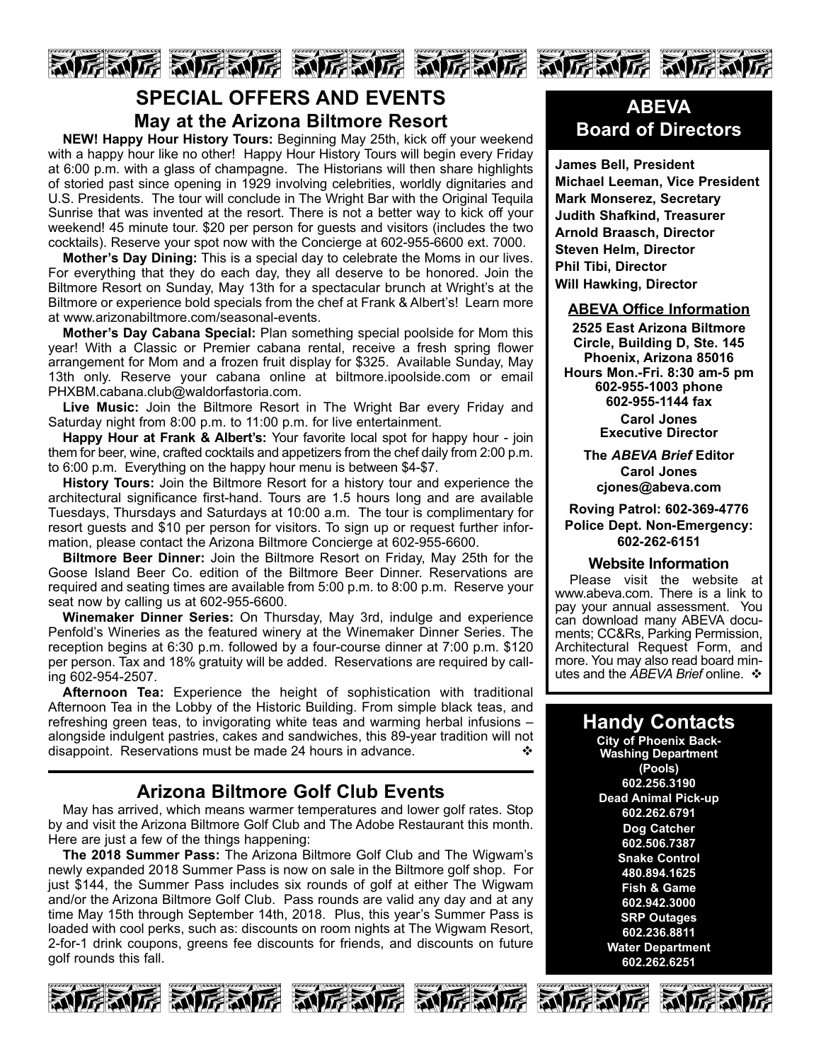## SPECIAL OFFERS AND EVENTS

### May at the Arizona Biltmore Resort

**NEW! Happy Hour History Tours:** Beginning May 25th, kick off your weekend with a happy hour like no other! Happy Hour History Tours will begin every Friday at 6:00 p.m. with a glass of champagne. The Historians will then share highlights of storied past since opening in 1929 involving celebrities, worldly dignitaries and U.S. Presidents. The tour will conclude in The Wright Bar with the Original Tequila Sunrise that was invented at the resort. There is not a better way to kick off your weekend! 45 minute tour. $20 per person for guests and visitors (includes the two cocktails). Reserve your spot now with the Concierge at 602-955-6600 ext. 7000.

**Mother's Day Dining:** This is a special day to celebrate the Moms in our lives. For everything that they do each day, they all deserve to be honored. Join the Biltmore Resort on Sunday, May 13th for a spectacular brunch at Wright's at the Biltmore or experience bold specials from the chef at Frank & Albert's! Learn more at www.arizonabiltmore.com/seasonal-events.

**Mother's Day Cabana Special:** Plan something special poolside for Mom this year! With a Classic or Premier cabana rental, receive a fresh spring flower arrangement for Mom and a frozen fruit display for $325. Available Sunday, May 13th only. Reserve your cabana online at biltmore.ipoolside.com or email PHXBM.cabana.club@waldorfastoria.com.

**Live Music:** Join the Biltmore Resort in The Wright Bar every Friday and Saturday night from 8:00 p.m. to 11:00 p.m. for live entertainment.

**Happy Hour at Frank & Albert's:** Your favorite local spot for happy hour - join them for beer, wine, crafted cocktails and appetizers from the chef daily from 2:00 p.m. to 6:00 p.m. Everything on the happy hour menu is between $4-$7.

**History Tours:** Join the Biltmore Resort for a history tour and experience the architectural significance first-hand. Tours are 1.5 hours long and are available Tuesdays, Thursdays and Saturdays at 10:00 a.m. The tour is complimentary for resort guests and $10 per person for visitors. To sign up or request further information, please contact the Arizona Biltmore Concierge at 602-955-6600.

**Biltmore Beer Dinner:** Join the Biltmore Resort on Friday, May 25th for the Goose Island Beer Co. edition of the Biltmore Beer Dinner. Reservations are required and seating times are available from 5:00 p.m. to 8:00 p.m. Reserve your seat now by calling us at 602-955-6600.

**Winemaker Dinner Series:** On Thursday, May 3rd, indulge and experience Penfold's Wineries as the featured winery at the Winemaker Dinner Series. The reception begins at 6:30 p.m. followed by a four-course dinner at 7:00 p.m. $120 per person. Tax and 18% gratuity will be added. Reservations are required by calling 602-954-2507.

**Afternoon Tea:** Experience the height of sophistication with traditional Afternoon Tea in the Lobby of the Historic Building. From simple black teas, and refreshing green teas, to invigorating white teas and warming herbal infusions – alongside indulgent pastries, cakes and sandwiches, this 89-year tradition will not disappoint. Reservations must be made 24 hours in advance. ❖

## Arizona Biltmore Golf Club Events

May has arrived, which means warmer temperatures and lower golf rates. Stop by and visit the Arizona Biltmore Golf Club and The Adobe Restaurant this month. Here are just a few of the things happening:

**The 2018 Summer Pass:** The Arizona Biltmore Golf Club and The Wigwam's newly expanded 2018 Summer Pass is now on sale in the Biltmore golf shop. For just $144, the Summer Pass includes six rounds of golf at either The Wigwam and/or the Arizona Biltmore Golf Club. Pass rounds are valid any day and at any time May 15th through September 14th, 2018. Plus, this year's Summer Pass is loaded with cool perks, such as: discounts on room nights at The Wigwam Resort, 2-for-1 drink coupons, greens fee discounts for friends, and discounts on future golf rounds this fall.

## ABEVA Board of Directors

**James Bell, President**
**Michael Leeman, Vice President**
**Mark Monserez, Secretary**
**Judith Shafkind, Treasurer**
**Arnold Braasch, Director**
**Steven Helm, Director**
**Phil Tibi, Director**
**Will Hawking, Director**

### ABEVA Office Information

**2525 East Arizona Biltmore Circle, Building D, Ste. 145**
**Phoenix, Arizona 85016**
**Hours Mon.-Fri. 8:30 am-5 pm**
**602-955-1003 phone**
**602-955-1144 fax**

**Carol Jones**
**Executive Director**

**The *ABEVA Brief* Editor**
**Carol Jones**
**cjones@abeva.com**

**Roving Patrol: 602-369-4776**
**Police Dept. Non-Emergency: 602-262-6151**

### Website Information

Please visit the website at www.abeva.com. There is a link to pay your annual assessment. You can download many ABEVA documents; CC&Rs, Parking Permission, Architectural Request Form, and more. You may also read board minutes and the *ABEVA Brief* online. ❖

## Handy Contacts

**City of Phoenix Back-Washing Department (Pools)**
**602.256.3190**
**Dead Animal Pick-up**
**602.262.6791**
**Dog Catcher**
**602.506.7387**
**Snake Control**
**480.894.1625**
**Fish & Game**
**602.942.3000**
**SRP Outages**
**602.236.8811**
**Water Department**
**602.262.6251**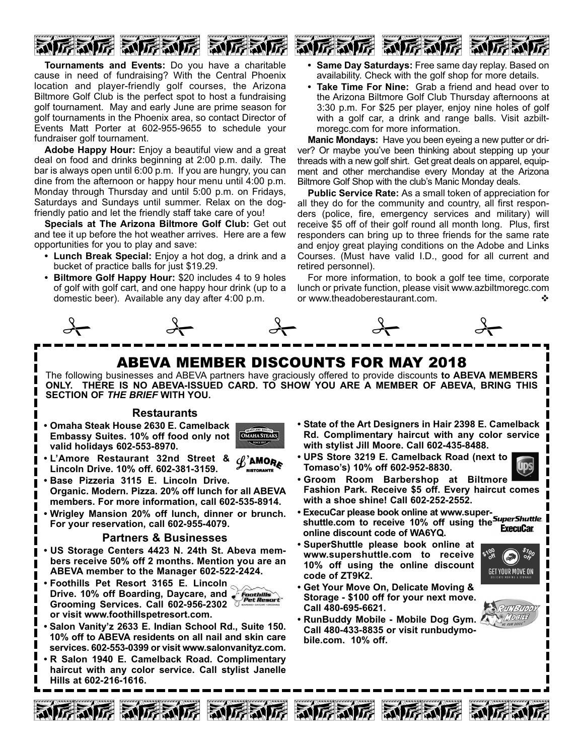**Tournaments and Events:** Do you have a charitable cause in need of fundraising? With the Central Phoenix location and player-friendly golf courses, the Arizona Biltmore Golf Club is the perfect spot to host a fundraising golf tournament. May and early June are prime season for golf tournaments in the Phoenix area, so contact Director of Events Matt Porter at 602-955-9655 to schedule your fundraiser golf tournament.

**Adobe Happy Hour:** Enjoy a beautiful view and a great deal on food and drinks beginning at 2:00 p.m. daily. The bar is always open until 6:00 p.m. If you are hungry, you can dine from the afternoon or happy hour menu until 4:00 p.m. Monday through Thursday and until 5:00 p.m. on Fridays, Saturdays and Sundays until summer. Relax on the dog-friendly patio and let the friendly staff take care of you!

**Specials at The Arizona Biltmore Golf Club:** Get out and tee it up before the hot weather arrives. Here are a few opportunities for you to play and save:

- **Lunch Break Special:** Enjoy a hot dog, a drink and a bucket of practice balls for just $19.29.
- **Biltmore Golf Happy Hour:** $20 includes 4 to 9 holes of golf with golf cart, and one happy hour drink (up to a domestic beer). Available any day after 4:00 p.m.
- **Same Day Saturdays:** Free same day replay. Based on availability. Check with the golf shop for more details.
- **Take Time For Nine:** Grab a friend and head over to the Arizona Biltmore Golf Club Thursday afternoons at 3:30 p.m. For $25 per player, enjoy nine holes of golf with a golf car, a drink and range balls. Visit azbiltmoregc.com for more information.

**Manic Mondays:** Have you been eyeing a new putter or driver? Or maybe you've been thinking about stepping up your threads with a new golf shirt. Get great deals on apparel, equipment and other merchandise every Monday at the Arizona Biltmore Golf Shop with the club's Manic Monday deals.

**Public Service Rate:** As a small token of appreciation for all they do for the community and country, all first responders (police, fire, emergency services and military) will receive $5 off of their golf round all month long. Plus, first responders can bring up to three friends for the same rate and enjoy great playing conditions on the Adobe and Links Courses. (Must have valid I.D., good for all current and retired personnel).

For more information, to book a golf tee time, corporate lunch or private function, please visit www.azbiltmoregc.com or www.theadoberestaurant.com. ❖

## ABEVA MEMBER DISCOUNTS FOR MAY 2018

The following businesses and ABEVA partners have graciously offered to provide discounts **to ABEVA MEMBERS ONLY. THERE IS NO ABEVA-ISSUED CARD. TO SHOW YOU ARE A MEMBER OF ABEVA, BRING THIS SECTION OF *THE BRIEF* WITH YOU.**

### Restaurants

- **Omaha Steak House 2630 E. Camelback Embassy Suites. 10% off food only not valid holidays 602-553-8970.**
- **L'Amore Restaurant 32nd Street & Lincoln Drive. 10% off. 602-381-3159.**
- **Base Pizzeria 3115 E. Lincoln Drive. Organic. Modern. Pizza. 20% off lunch for all ABEVA members. For more information, call 602-535-8914.**
- **Wrigley Mansion 20% off lunch, dinner or brunch. For your reservation, call 602-955-4079.**

### Partners & Businesses

- **US Storage Centers 4423 N. 24th St. Abeva members receive 50% off 2 months. Mention you are an ABEVA member to the Manager 602-522-2424.**
- **Foothills Pet Resort 3165 E. Lincoln Drive. 10% off Boarding, Daycare, and Grooming Services. Call 602-956-2302 or visit www.foothillspetresort.com.**
- **Salon Vanity'z 2633 E. Indian School Rd., Suite 150. 10% off to ABEVA residents on all nail and skin care services. 602-553-0399 or visit www.salonvanityz.com.**
- **R Salon 1940 E. Camelback Road. Complimentary haircut with any color service. Call stylist Janelle Hills at 602-216-1616.**
- **State of the Art Designers in Hair 2398 E. Camelback Rd. Complimentary haircut with any color service with stylist Jill Moore. Call 602-435-8488.**
- **UPS Store 3219 E. Camelback Road (next to Tomaso's) 10% off 602-952-8830.**
- **Groom Room Barbershop at Biltmore Fashion Park. Receive $5 off. Every haircut comes with a shoe shine! Call 602-252-2552.**
- **ExecuCar please book online at www.supershuttle.com to receive 10% off using the online discount code of WA6YQ.**
- **SuperShuttle please book online at www.supershuttle.com to receive 10% off using the online discount code of ZT9K2.**
- **Get Your Move On, Delicate Moving & Storage - $100 off for your next move. Call 480-695-6621.**
- **RunBuddy Mobile - Mobile Dog Gym. Call 480-433-8835 or visit runbudymobile.com. 10% off.**